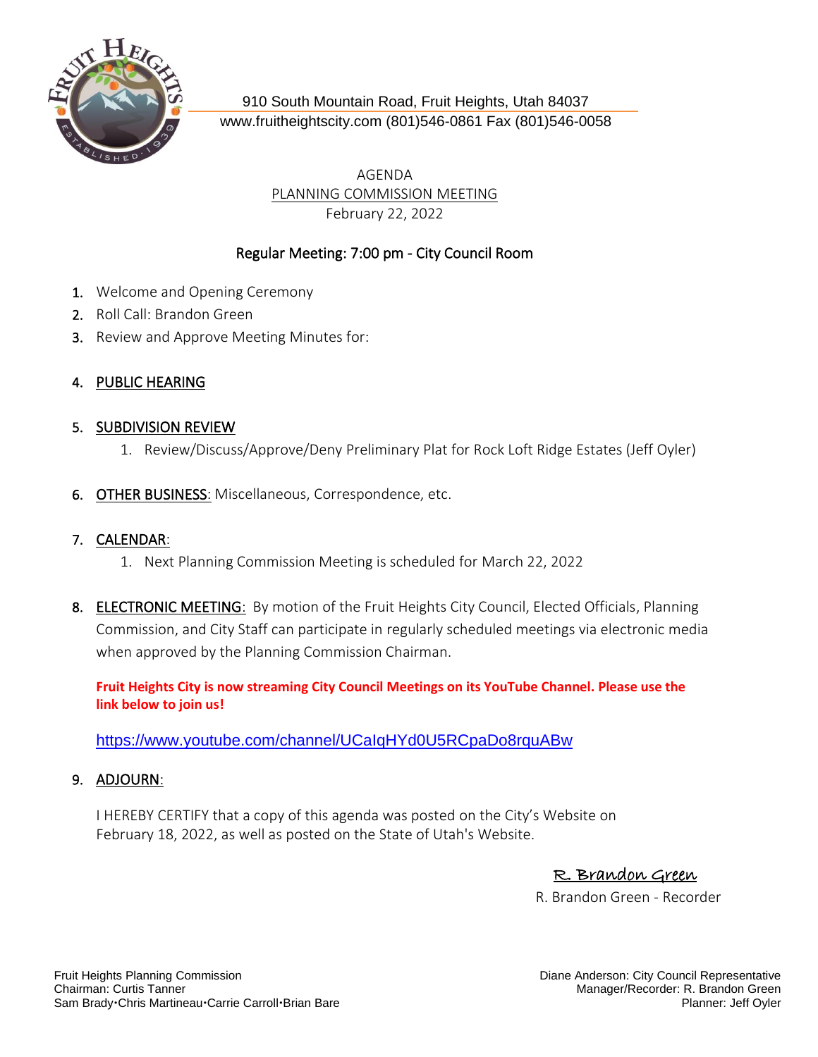910 South Mountain Road, Fruit Heights, Utah 84037
www.fruitheightscity.com (801)546-0861 Fax (801)546-0058

# AGENDA
## PLANNING COMMISSION MEETING
February 22, 2022

### Regular Meeting: 7:00 pm - City Council Room

1. Welcome and Opening Ceremony
2. Roll Call: Brandon Green
3. Review and Approve Meeting Minutes for:

4. PUBLIC HEARING

5. SUBDIVISION REVIEW
   1. Review/Discuss/Approve/Deny Preliminary Plat for Rock Loft Ridge Estates (Jeff Oyler)

6. OTHER BUSINESS: Miscellaneous, Correspondence, etc.

7. CALENDAR:
   1. Next Planning Commission Meeting is scheduled for March 22, 2022

8. ELECTRONIC MEETING: By motion of the Fruit Heights City Council, Elected Officials, Planning Commission, and City Staff can participate in regularly scheduled meetings via electronic media when approved by the Planning Commission Chairman.

   **Fruit Heights City is now streaming City Council Meetings on its YouTube Channel. Please use the link below to join us!**

   https://www.youtube.com/channel/UCaIqHYd0U5RCpaDo8rquABw

9. ADJOURN:

   I HEREBY CERTIFY that a copy of this agenda was posted on the City's Website on February 18, 2022, as well as posted on the State of Utah's Website.

R. Brandon Green
R. Brandon Green - Recorder

Fruit Heights Planning Commission
Chairman: Curtis Tanner
Sam Brady•Chris Martineau•Carrie Carroll•Brian Bare

Diane Anderson: City Council Representative
Manager/Recorder: R. Brandon Green
Planner: Jeff Oyler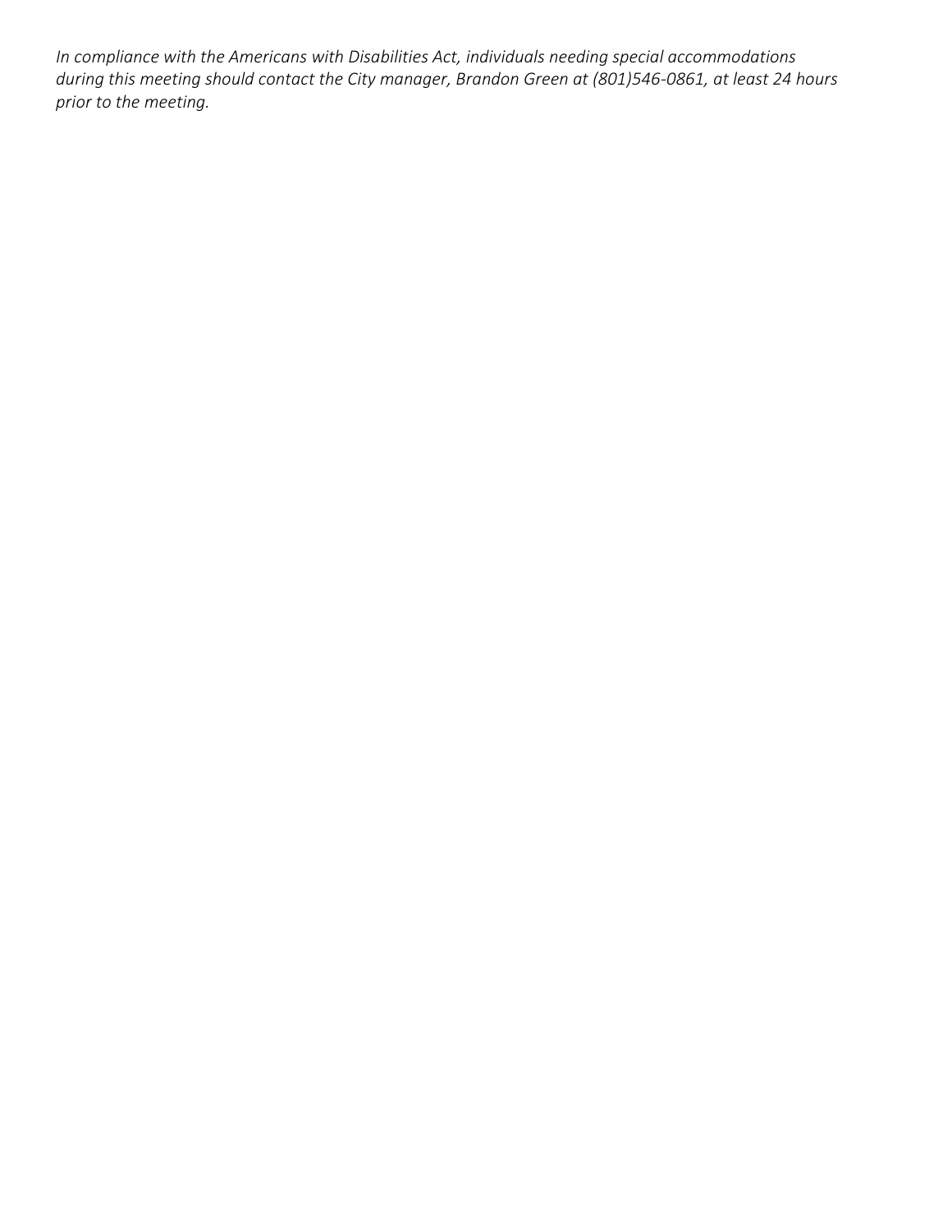*In compliance with the Americans with Disabilities Act, individuals needing special accommodations during this meeting should contact the City manager, Brandon Green at (801)546-0861, at least 24 hours prior to the meeting.*